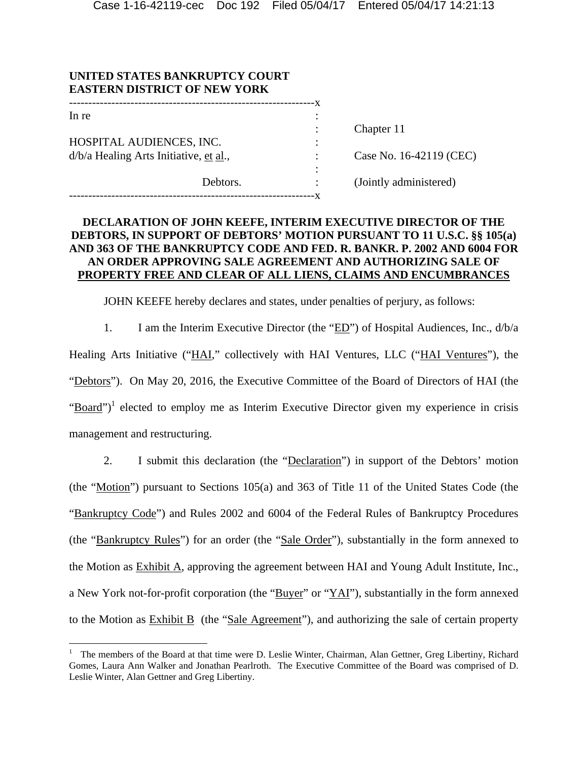**UNITED STATES BANKRUPTCY COURT**
**EASTERN DISTRICT OF NEW YORK**

| | | |
|---|---|---|
| In re | : | |
| | : | Chapter 11 |
| HOSPITAL AUDIENCES, INC. | : | |
| d/b/a Healing Arts Initiative, et al., | : | Case No. 16-42119 (CEC) |
| | : | |
| Debtors. | : | (Jointly administered) |

**DECLARATION OF JOHN KEEFE, INTERIM EXECUTIVE DIRECTOR OF THE DEBTORS, IN SUPPORT OF DEBTORS' MOTION PURSUANT TO 11 U.S.C. §§ 105(a) AND 363 OF THE BANKRUPTCY CODE AND FED. R. BANKR. P. 2002 AND 6004 FOR AN ORDER APPROVING SALE AGREEMENT AND AUTHORIZING SALE OF PROPERTY FREE AND CLEAR OF ALL LIENS, CLAIMS AND ENCUMBRANCES**

JOHN KEEFE hereby declares and states, under penalties of perjury, as follows:

1. I am the Interim Executive Director (the "ED") of Hospital Audiences, Inc., d/b/a Healing Arts Initiative ("HAI," collectively with HAI Ventures, LLC ("HAI Ventures"), the "Debtors"). On May 20, 2016, the Executive Committee of the Board of Directors of HAI (the "Board")[1] elected to employ me as Interim Executive Director given my experience in crisis management and restructuring.

2. I submit this declaration (the "Declaration") in support of the Debtors' motion (the "Motion") pursuant to Sections 105(a) and 363 of Title 11 of the United States Code (the "Bankruptcy Code") and Rules 2002 and 6004 of the Federal Rules of Bankruptcy Procedures (the "Bankruptcy Rules") for an order (the "Sale Order"), substantially in the form annexed to the Motion as Exhibit A, approving the agreement between HAI and Young Adult Institute, Inc., a New York not-for-profit corporation (the "Buyer" or "YAI"), substantially in the form annexed to the Motion as Exhibit B (the "Sale Agreement"), and authorizing the sale of certain property

[1] The members of the Board at that time were D. Leslie Winter, Chairman, Alan Gettner, Greg Libertiny, Richard Gomes, Laura Ann Walker and Jonathan Pearlroth. The Executive Committee of the Board was comprised of D. Leslie Winter, Alan Gettner and Greg Libertiny.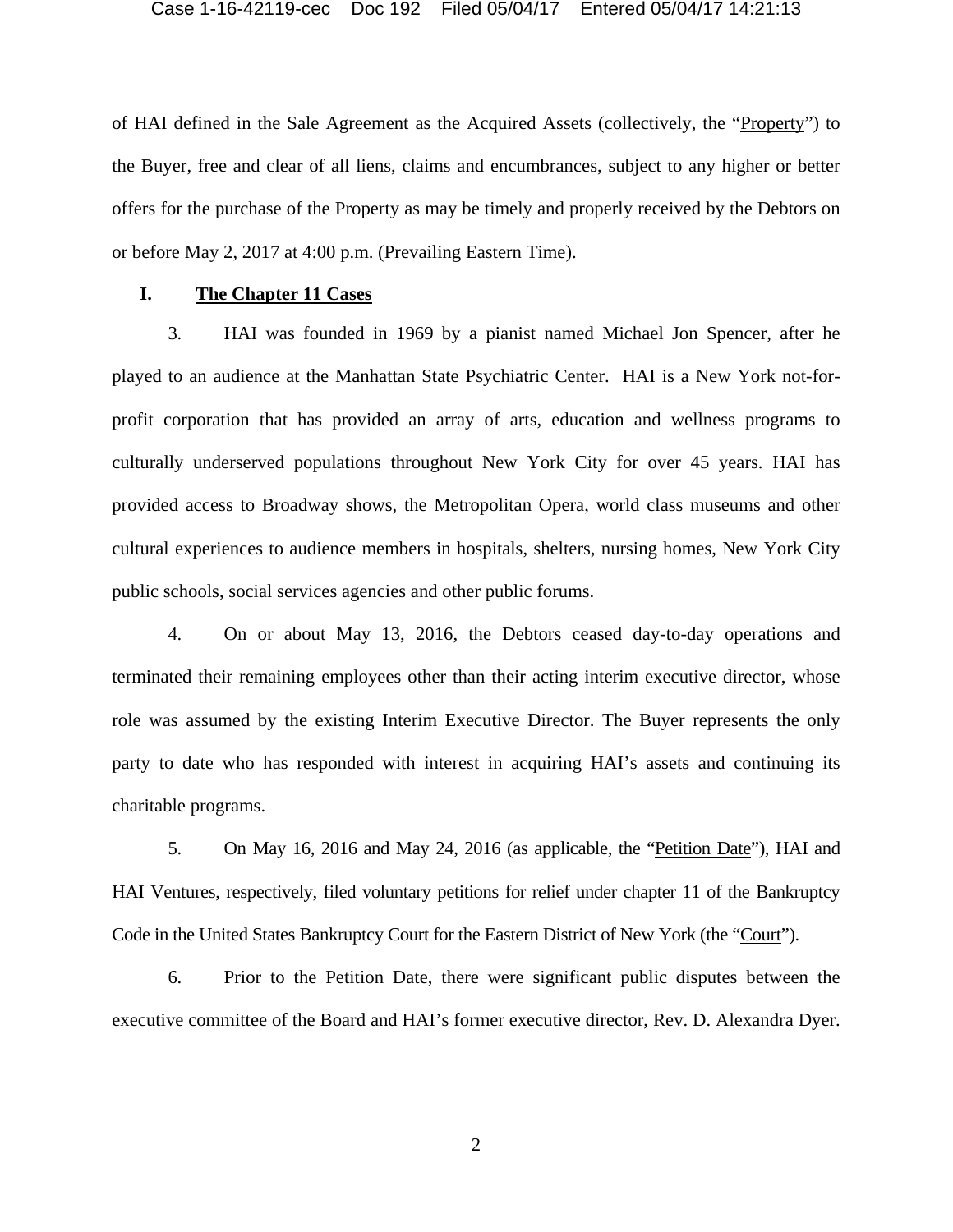of HAI defined in the Sale Agreement as the Acquired Assets (collectively, the "Property") to the Buyer, free and clear of all liens, claims and encumbrances, subject to any higher or better offers for the purchase of the Property as may be timely and properly received by the Debtors on or before May 2, 2017 at 4:00 p.m. (Prevailing Eastern Time).

## I. The Chapter 11 Cases

3. HAI was founded in 1969 by a pianist named Michael Jon Spencer, after he played to an audience at the Manhattan State Psychiatric Center. HAI is a New York not-for-profit corporation that has provided an array of arts, education and wellness programs to culturally underserved populations throughout New York City for over 45 years. HAI has provided access to Broadway shows, the Metropolitan Opera, world class museums and other cultural experiences to audience members in hospitals, shelters, nursing homes, New York City public schools, social services agencies and other public forums.

4. On or about May 13, 2016, the Debtors ceased day-to-day operations and terminated their remaining employees other than their acting interim executive director, whose role was assumed by the existing Interim Executive Director. The Buyer represents the only party to date who has responded with interest in acquiring HAI's assets and continuing its charitable programs.

5. On May 16, 2016 and May 24, 2016 (as applicable, the "Petition Date"), HAI and HAI Ventures, respectively, filed voluntary petitions for relief under chapter 11 of the Bankruptcy Code in the United States Bankruptcy Court for the Eastern District of New York (the "Court").

6. Prior to the Petition Date, there were significant public disputes between the executive committee of the Board and HAI's former executive director, Rev. D. Alexandra Dyer.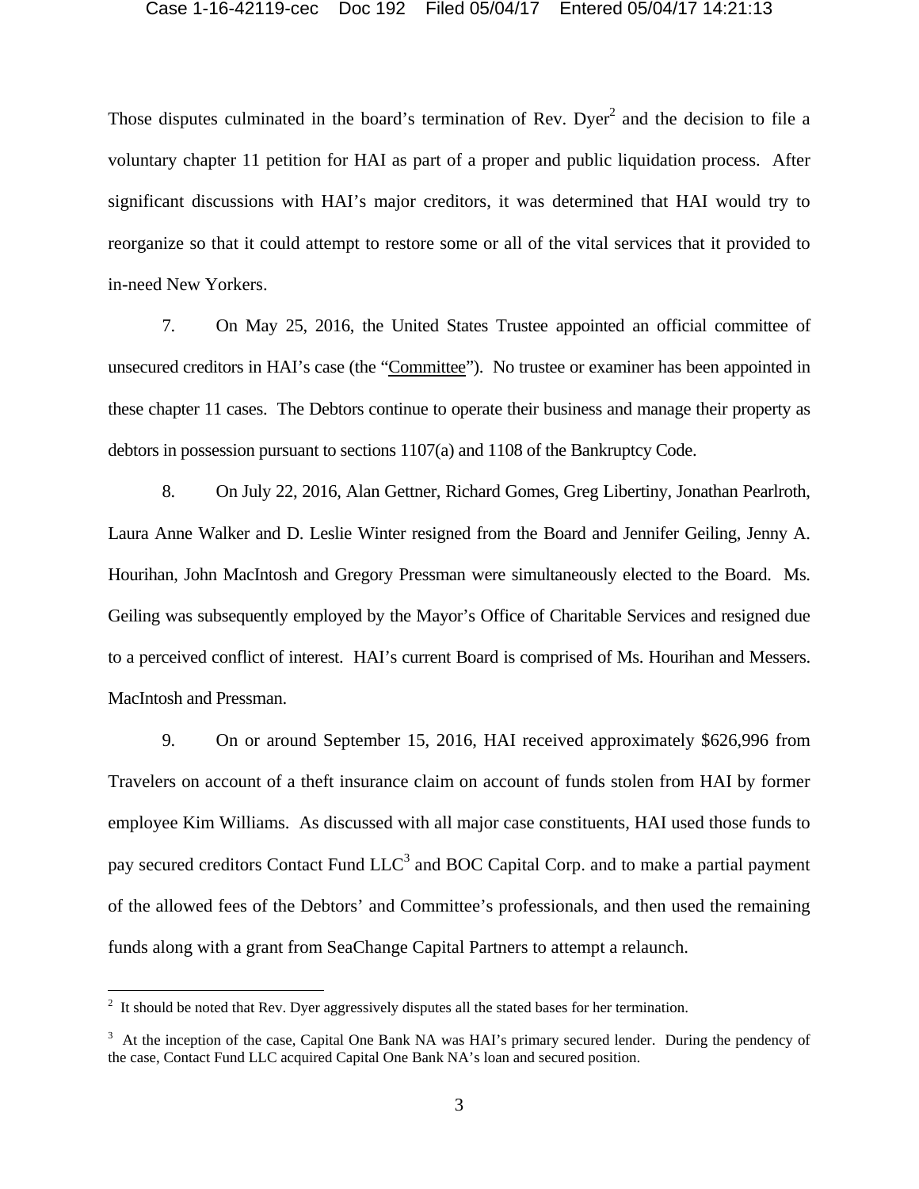Those disputes culminated in the board's termination of Rev. Dyer[2] and the decision to file a voluntary chapter 11 petition for HAI as part of a proper and public liquidation process. After significant discussions with HAI's major creditors, it was determined that HAI would try to reorganize so that it could attempt to restore some or all of the vital services that it provided to in-need New Yorkers.

7. On May 25, 2016, the United States Trustee appointed an official committee of unsecured creditors in HAI's case (the "Committee"). No trustee or examiner has been appointed in these chapter 11 cases. The Debtors continue to operate their business and manage their property as debtors in possession pursuant to sections 1107(a) and 1108 of the Bankruptcy Code.

8. On July 22, 2016, Alan Gettner, Richard Gomes, Greg Libertiny, Jonathan Pearlroth, Laura Anne Walker and D. Leslie Winter resigned from the Board and Jennifer Geiling, Jenny A. Hourihan, John MacIntosh and Gregory Pressman were simultaneously elected to the Board. Ms. Geiling was subsequently employed by the Mayor's Office of Charitable Services and resigned due to a perceived conflict of interest. HAI's current Board is comprised of Ms. Hourihan and Messers. MacIntosh and Pressman.

9. On or around September 15, 2016, HAI received approximately $626,996 from Travelers on account of a theft insurance claim on account of funds stolen from HAI by former employee Kim Williams. As discussed with all major case constituents, HAI used those funds to pay secured creditors Contact Fund LLC[3] and BOC Capital Corp. and to make a partial payment of the allowed fees of the Debtors' and Committee's professionals, and then used the remaining funds along with a grant from SeaChange Capital Partners to attempt a relaunch.

---

[2] It should be noted that Rev. Dyer aggressively disputes all the stated bases for her termination.

[3] At the inception of the case, Capital One Bank NA was HAI's primary secured lender. During the pendency of the case, Contact Fund LLC acquired Capital One Bank NA's loan and secured position.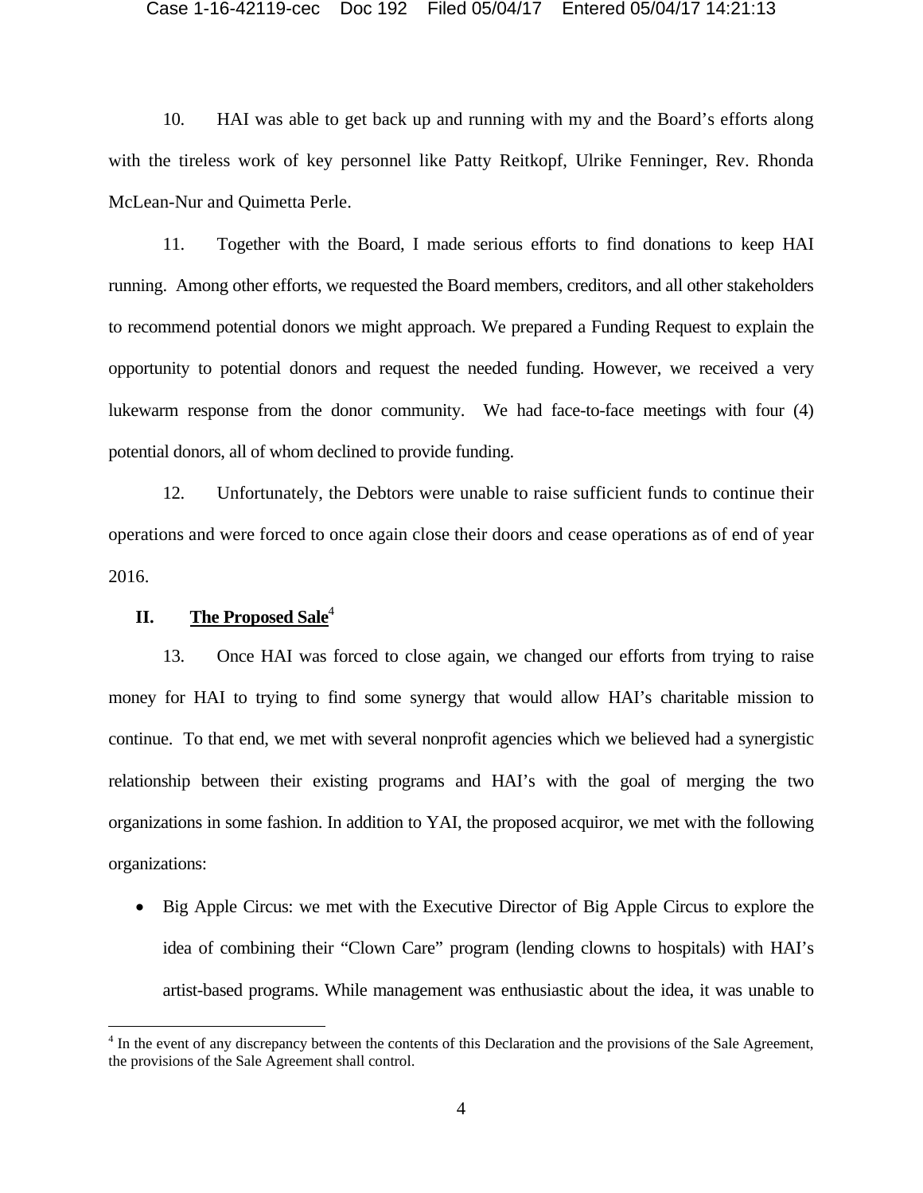10. HAI was able to get back up and running with my and the Board's efforts along with the tireless work of key personnel like Patty Reitkopf, Ulrike Fenninger, Rev. Rhonda McLean-Nur and Quimetta Perle.

11. Together with the Board, I made serious efforts to find donations to keep HAI running. Among other efforts, we requested the Board members, creditors, and all other stakeholders to recommend potential donors we might approach. We prepared a Funding Request to explain the opportunity to potential donors and request the needed funding. However, we received a very lukewarm response from the donor community. We had face-to-face meetings with four (4) potential donors, all of whom declined to provide funding.

12. Unfortunately, the Debtors were unable to raise sufficient funds to continue their operations and were forced to once again close their doors and cease operations as of end of year 2016.

## II. **The Proposed Sale**[4]

13. Once HAI was forced to close again, we changed our efforts from trying to raise money for HAI to trying to find some synergy that would allow HAI's charitable mission to continue. To that end, we met with several nonprofit agencies which we believed had a synergistic relationship between their existing programs and HAI's with the goal of merging the two organizations in some fashion. In addition to YAI, the proposed acquiror, we met with the following organizations:

- Big Apple Circus: we met with the Executive Director of Big Apple Circus to explore the idea of combining their "Clown Care" program (lending clowns to hospitals) with HAI's artist-based programs. While management was enthusiastic about the idea, it was unable to

[4] In the event of any discrepancy between the contents of this Declaration and the provisions of the Sale Agreement, the provisions of the Sale Agreement shall control.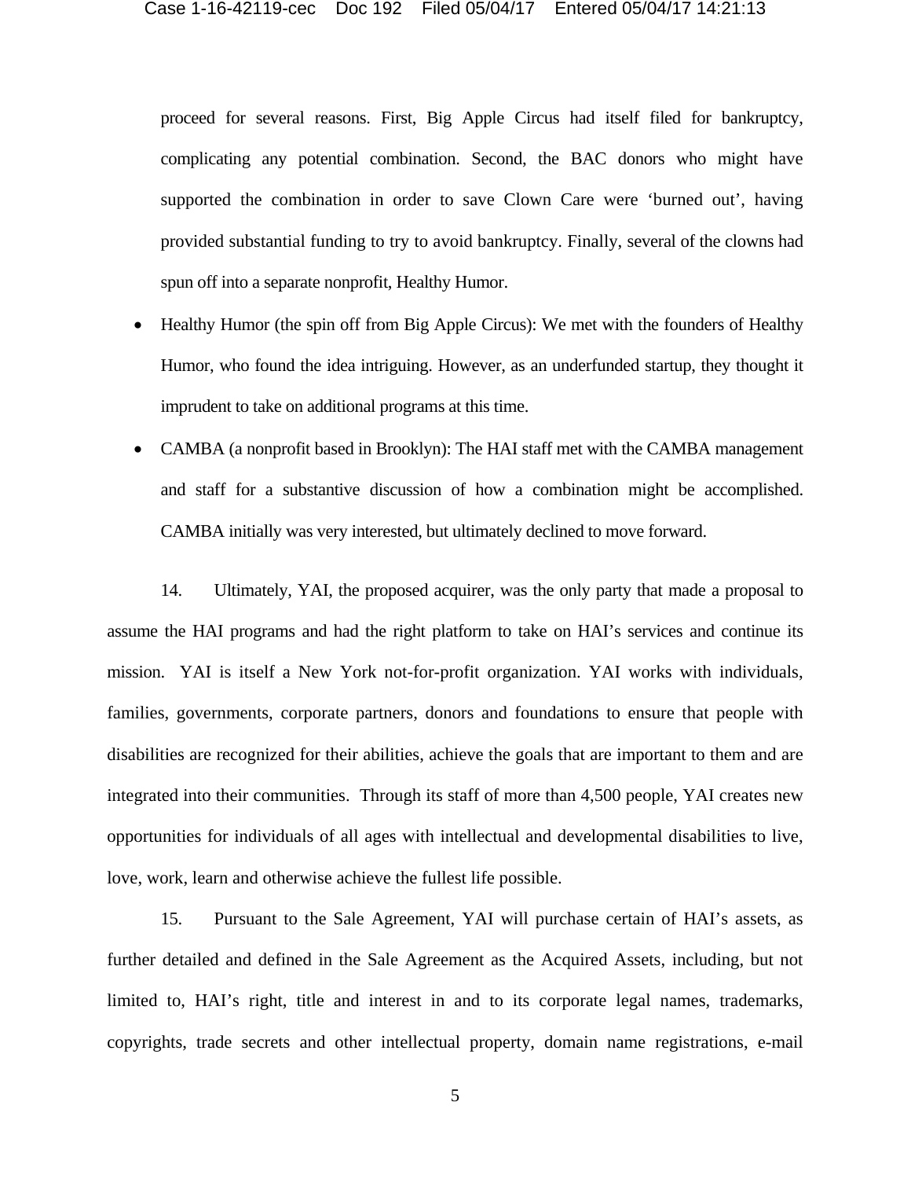proceed for several reasons. First, Big Apple Circus had itself filed for bankruptcy, complicating any potential combination. Second, the BAC donors who might have supported the combination in order to save Clown Care were 'burned out', having provided substantial funding to try to avoid bankruptcy. Finally, several of the clowns had spun off into a separate nonprofit, Healthy Humor.

- Healthy Humor (the spin off from Big Apple Circus): We met with the founders of Healthy Humor, who found the idea intriguing. However, as an underfunded startup, they thought it imprudent to take on additional programs at this time.
- CAMBA (a nonprofit based in Brooklyn): The HAI staff met with the CAMBA management and staff for a substantive discussion of how a combination might be accomplished. CAMBA initially was very interested, but ultimately declined to move forward.

14. Ultimately, YAI, the proposed acquirer, was the only party that made a proposal to assume the HAI programs and had the right platform to take on HAI's services and continue its mission. YAI is itself a New York not-for-profit organization. YAI works with individuals, families, governments, corporate partners, donors and foundations to ensure that people with disabilities are recognized for their abilities, achieve the goals that are important to them and are integrated into their communities. Through its staff of more than 4,500 people, YAI creates new opportunities for individuals of all ages with intellectual and developmental disabilities to live, love, work, learn and otherwise achieve the fullest life possible.

15. Pursuant to the Sale Agreement, YAI will purchase certain of HAI's assets, as further detailed and defined in the Sale Agreement as the Acquired Assets, including, but not limited to, HAI's right, title and interest in and to its corporate legal names, trademarks, copyrights, trade secrets and other intellectual property, domain name registrations, e-mail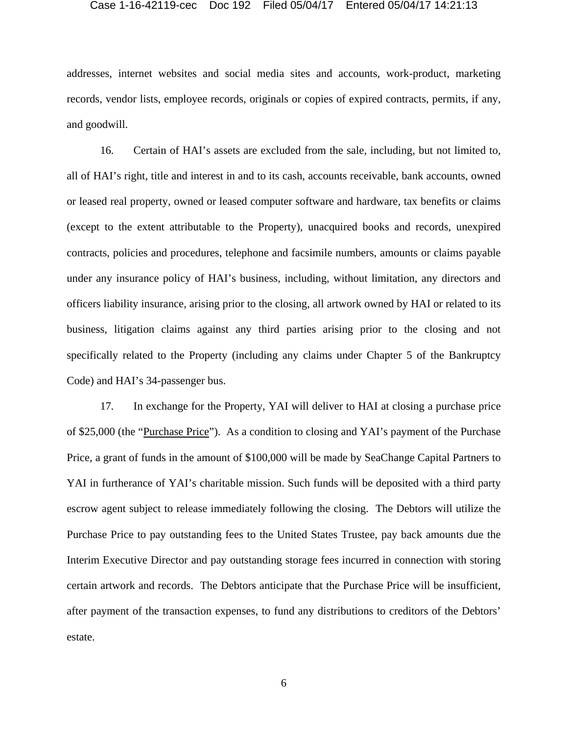addresses, internet websites and social media sites and accounts, work-product, marketing records, vendor lists, employee records, originals or copies of expired contracts, permits, if any, and goodwill.

16. Certain of HAI's assets are excluded from the sale, including, but not limited to, all of HAI's right, title and interest in and to its cash, accounts receivable, bank accounts, owned or leased real property, owned or leased computer software and hardware, tax benefits or claims (except to the extent attributable to the Property), unacquired books and records, unexpired contracts, policies and procedures, telephone and facsimile numbers, amounts or claims payable under any insurance policy of HAI's business, including, without limitation, any directors and officers liability insurance, arising prior to the closing, all artwork owned by HAI or related to its business, litigation claims against any third parties arising prior to the closing and not specifically related to the Property (including any claims under Chapter 5 of the Bankruptcy Code) and HAI's 34-passenger bus.

17. In exchange for the Property, YAI will deliver to HAI at closing a purchase price of $25,000 (the "Purchase Price"). As a condition to closing and YAI's payment of the Purchase Price, a grant of funds in the amount of $100,000 will be made by SeaChange Capital Partners to YAI in furtherance of YAI's charitable mission. Such funds will be deposited with a third party escrow agent subject to release immediately following the closing. The Debtors will utilize the Purchase Price to pay outstanding fees to the United States Trustee, pay back amounts due the Interim Executive Director and pay outstanding storage fees incurred in connection with storing certain artwork and records. The Debtors anticipate that the Purchase Price will be insufficient, after payment of the transaction expenses, to fund any distributions to creditors of the Debtors' estate.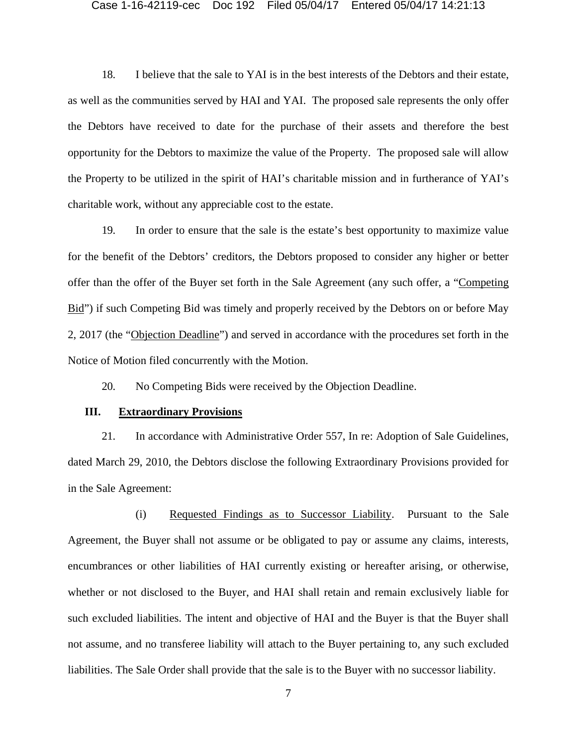18. I believe that the sale to YAI is in the best interests of the Debtors and their estate, as well as the communities served by HAI and YAI. The proposed sale represents the only offer the Debtors have received to date for the purchase of their assets and therefore the best opportunity for the Debtors to maximize the value of the Property. The proposed sale will allow the Property to be utilized in the spirit of HAI's charitable mission and in furtherance of YAI's charitable work, without any appreciable cost to the estate.

19. In order to ensure that the sale is the estate's best opportunity to maximize value for the benefit of the Debtors' creditors, the Debtors proposed to consider any higher or better offer than the offer of the Buyer set forth in the Sale Agreement (any such offer, a "Competing Bid") if such Competing Bid was timely and properly received by the Debtors on or before May 2, 2017 (the "Objection Deadline") and served in accordance with the procedures set forth in the Notice of Motion filed concurrently with the Motion.

20. No Competing Bids were received by the Objection Deadline.

## III. Extraordinary Provisions

21. In accordance with Administrative Order 557, In re: Adoption of Sale Guidelines, dated March 29, 2010, the Debtors disclose the following Extraordinary Provisions provided for in the Sale Agreement:

(i) Requested Findings as to Successor Liability. Pursuant to the Sale Agreement, the Buyer shall not assume or be obligated to pay or assume any claims, interests, encumbrances or other liabilities of HAI currently existing or hereafter arising, or otherwise, whether or not disclosed to the Buyer, and HAI shall retain and remain exclusively liable for such excluded liabilities. The intent and objective of HAI and the Buyer is that the Buyer shall not assume, and no transferee liability will attach to the Buyer pertaining to, any such excluded liabilities. The Sale Order shall provide that the sale is to the Buyer with no successor liability.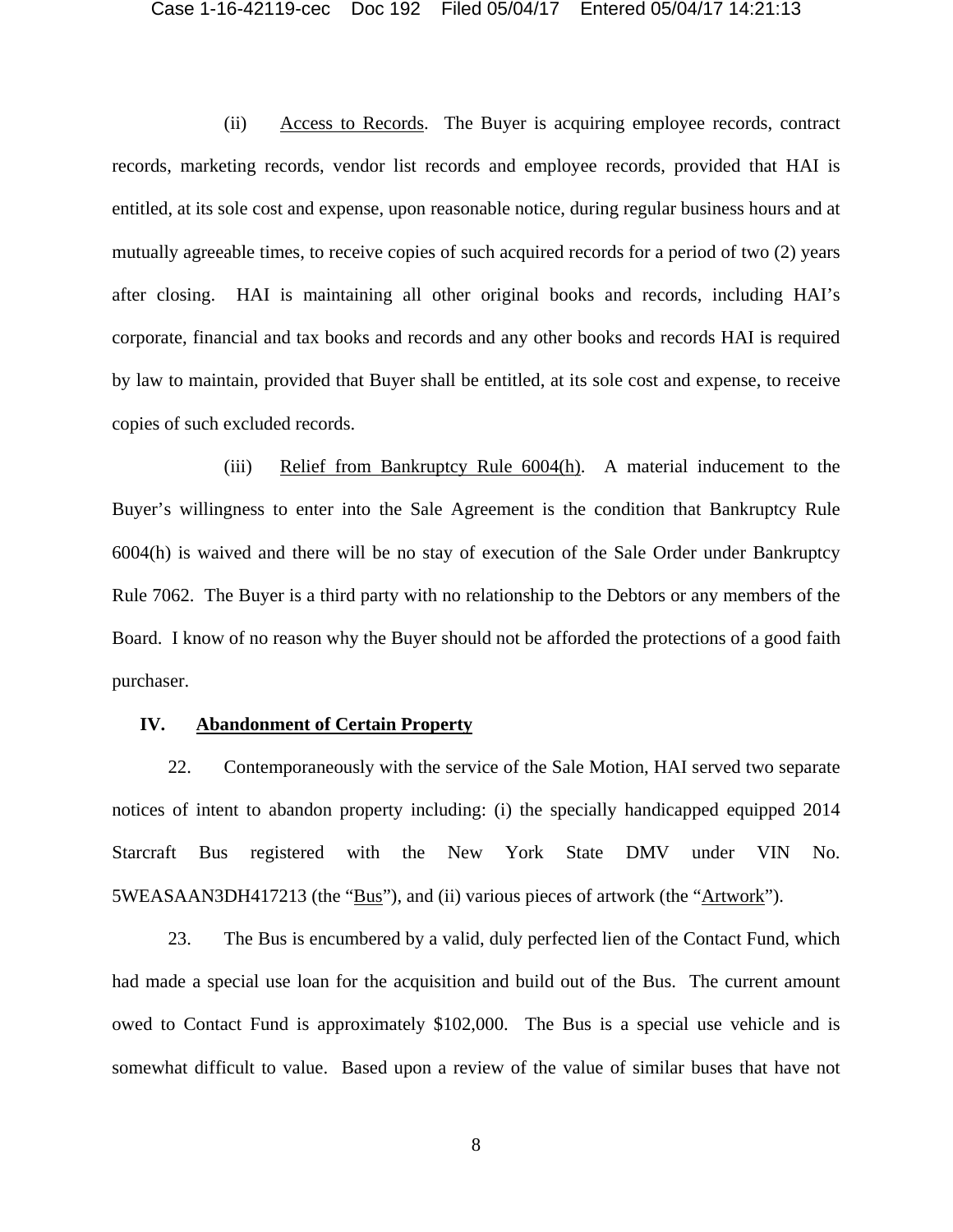(ii) Access to Records. The Buyer is acquiring employee records, contract records, marketing records, vendor list records and employee records, provided that HAI is entitled, at its sole cost and expense, upon reasonable notice, during regular business hours and at mutually agreeable times, to receive copies of such acquired records for a period of two (2) years after closing. HAI is maintaining all other original books and records, including HAI's corporate, financial and tax books and records and any other books and records HAI is required by law to maintain, provided that Buyer shall be entitled, at its sole cost and expense, to receive copies of such excluded records.

(iii) Relief from Bankruptcy Rule 6004(h). A material inducement to the Buyer's willingness to enter into the Sale Agreement is the condition that Bankruptcy Rule 6004(h) is waived and there will be no stay of execution of the Sale Order under Bankruptcy Rule 7062. The Buyer is a third party with no relationship to the Debtors or any members of the Board. I know of no reason why the Buyer should not be afforded the protections of a good faith purchaser.

## IV. Abandonment of Certain Property

22. Contemporaneously with the service of the Sale Motion, HAI served two separate notices of intent to abandon property including: (i) the specially handicapped equipped 2014 Starcraft Bus registered with the New York State DMV under VIN No. 5WEASAAN3DH417213 (the "Bus"), and (ii) various pieces of artwork (the "Artwork").

23. The Bus is encumbered by a valid, duly perfected lien of the Contact Fund, which had made a special use loan for the acquisition and build out of the Bus. The current amount owed to Contact Fund is approximately $102,000. The Bus is a special use vehicle and is somewhat difficult to value. Based upon a review of the value of similar buses that have not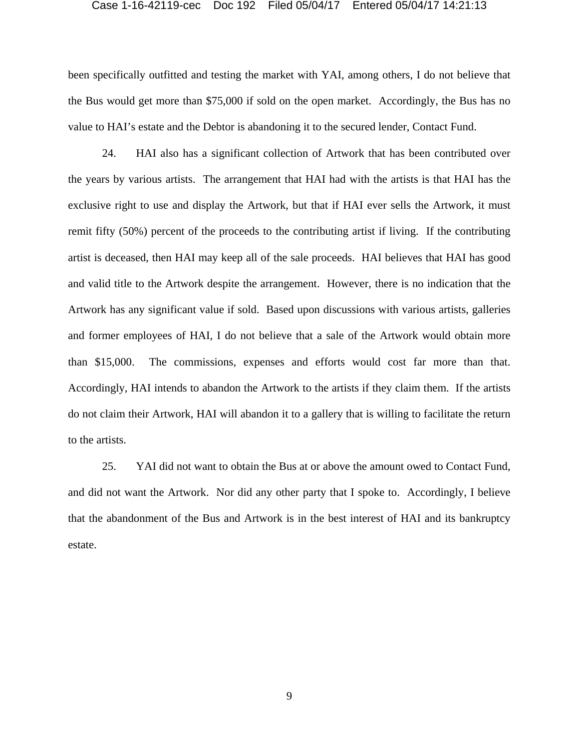been specifically outfitted and testing the market with YAI, among others, I do not believe that the Bus would get more than $75,000 if sold on the open market. Accordingly, the Bus has no value to HAI's estate and the Debtor is abandoning it to the secured lender, Contact Fund.

24. HAI also has a significant collection of Artwork that has been contributed over the years by various artists. The arrangement that HAI had with the artists is that HAI has the exclusive right to use and display the Artwork, but that if HAI ever sells the Artwork, it must remit fifty (50%) percent of the proceeds to the contributing artist if living. If the contributing artist is deceased, then HAI may keep all of the sale proceeds. HAI believes that HAI has good and valid title to the Artwork despite the arrangement. However, there is no indication that the Artwork has any significant value if sold. Based upon discussions with various artists, galleries and former employees of HAI, I do not believe that a sale of the Artwork would obtain more than $15,000. The commissions, expenses and efforts would cost far more than that. Accordingly, HAI intends to abandon the Artwork to the artists if they claim them. If the artists do not claim their Artwork, HAI will abandon it to a gallery that is willing to facilitate the return to the artists.

25. YAI did not want to obtain the Bus at or above the amount owed to Contact Fund, and did not want the Artwork. Nor did any other party that I spoke to. Accordingly, I believe that the abandonment of the Bus and Artwork is in the best interest of HAI and its bankruptcy estate.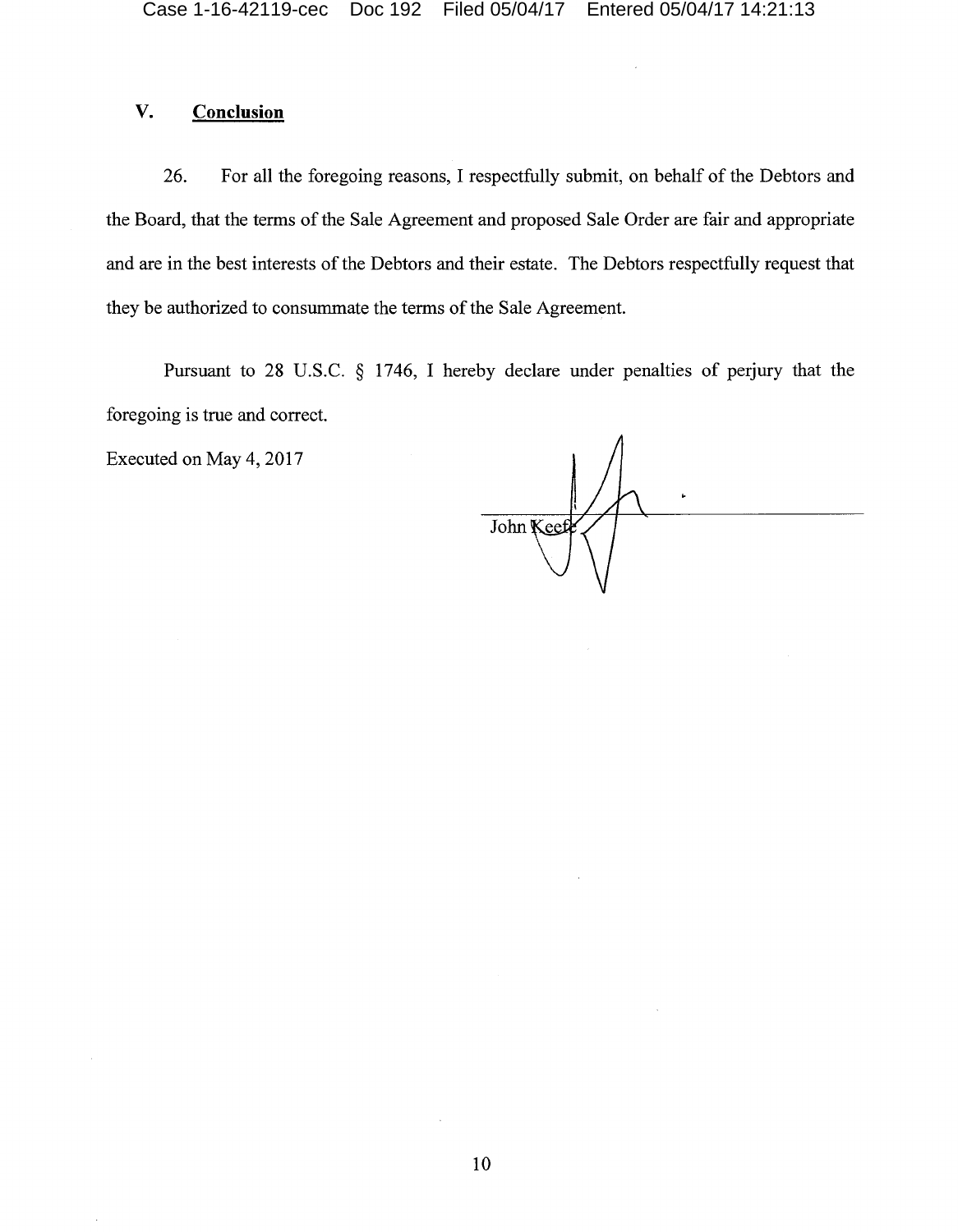## V. Conclusion

26. For all the foregoing reasons, I respectfully submit, on behalf of the Debtors and the Board, that the terms of the Sale Agreement and proposed Sale Order are fair and appropriate and are in the best interests of the Debtors and their estate. The Debtors respectfully request that they be authorized to consummate the terms of the Sale Agreement.

Pursuant to 28 U.S.C. § 1746, I hereby declare under penalties of perjury that the foregoing is true and correct.

Executed on May 4, 2017

John Keefe